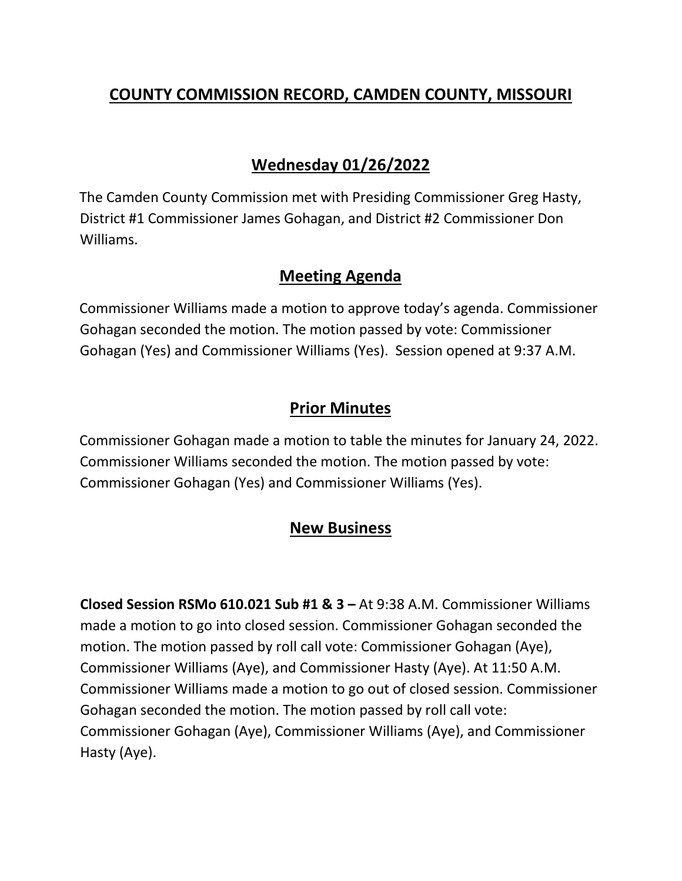# COUNTY COMMISSION RECORD, CAMDEN COUNTY, MISSOURI

## Wednesday 01/26/2022

The Camden County Commission met with Presiding Commissioner Greg Hasty, District #1 Commissioner James Gohagan, and District #2 Commissioner Don Williams.

## Meeting Agenda

Commissioner Williams made a motion to approve today's agenda. Commissioner Gohagan seconded the motion. The motion passed by vote: Commissioner Gohagan (Yes) and Commissioner Williams (Yes). Session opened at 9:37 A.M.

## Prior Minutes

Commissioner Gohagan made a motion to table the minutes for January 24, 2022. Commissioner Williams seconded the motion. The motion passed by vote: Commissioner Gohagan (Yes) and Commissioner Williams (Yes).

## New Business

**Closed Session RSMo 610.021 Sub #1 & 3 –** At 9:38 A.M. Commissioner Williams made a motion to go into closed session. Commissioner Gohagan seconded the motion. The motion passed by roll call vote: Commissioner Gohagan (Aye), Commissioner Williams (Aye), and Commissioner Hasty (Aye). At 11:50 A.M. Commissioner Williams made a motion to go out of closed session. Commissioner Gohagan seconded the motion. The motion passed by roll call vote: Commissioner Gohagan (Aye), Commissioner Williams (Aye), and Commissioner Hasty (Aye).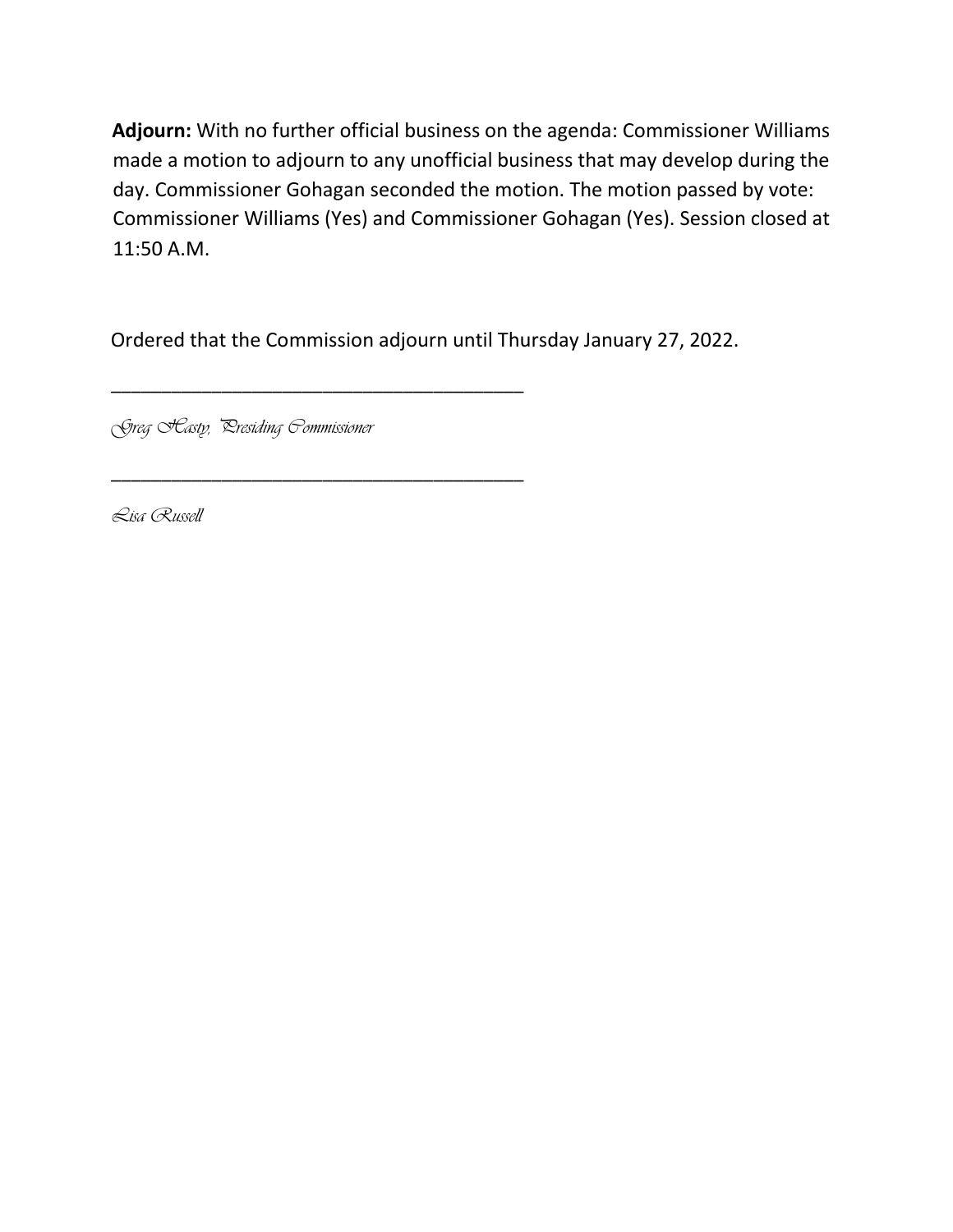**Adjourn:** With no further official business on the agenda: Commissioner Williams made a motion to adjourn to any unofficial business that may develop during the day. Commissioner Gohagan seconded the motion. The motion passed by vote: Commissioner Williams (Yes) and Commissioner Gohagan (Yes). Session closed at 11:50 A.M.

Ordered that the Commission adjourn until Thursday January 27, 2022.

\_\_\_\_\_\_\_\_\_\_\_\_\_\_\_\_\_\_\_\_\_\_\_\_\_\_\_\_\_\_\_\_\_\_\_\_\_\_\_\_

*Greg Hasty, Presiding Commissioner*

\_\_\_\_\_\_\_\_\_\_\_\_\_\_\_\_\_\_\_\_\_\_\_\_\_\_\_\_\_\_\_\_\_\_\_\_\_\_\_\_

*Lisa Russell*